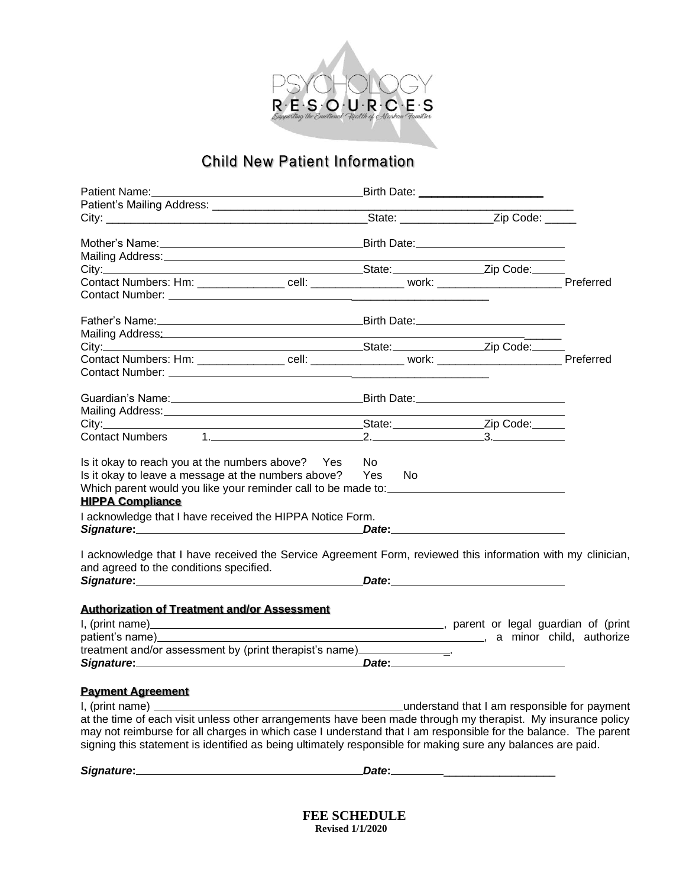PSYCHOLOGY
RESOURCES
Supporting the Emotional Health of Alaskan Families

# Child New Patient Information

Patient Name:\_\_\_\_\_\_\_\_\_\_\_\_\_\_\_\_\_\_\_\_\_\_\_\_\_\_\_\_\_\_\_\_\_\_\_\_Birth Date: \_\_\_\_\_\_\_\_\_\_\_\_\_\_\_\_\_\_\_\_
Patient's Mailing Address: \_\_\_\_\_\_\_\_\_\_\_\_\_\_\_\_\_\_\_\_\_\_\_\_\_\_\_\_\_\_\_\_\_\_\_\_\_\_\_\_\_\_\_\_\_\_\_\_\_\_\_\_\_\_\_\_\_\_\_\_
City: \_\_\_\_\_\_\_\_\_\_\_\_\_\_\_\_\_\_\_\_\_\_\_\_\_\_\_\_\_\_\_\_\_\_\_\_\_\_\_\_\_\_\_State: \_\_\_\_\_\_\_\_\_\_\_\_\_\_\_Zip Code: \_\_\_\_\_

Mother's Name:\_\_\_\_\_\_\_\_\_\_\_\_\_\_\_\_\_\_\_\_\_\_\_\_\_\_\_\_\_\_\_\_\_\_Birth Date:\_\_\_\_\_\_\_\_\_\_\_\_\_\_\_\_\_\_\_\_\_\_\_\_\_
Mailing Address:\_\_\_\_\_\_\_\_\_\_\_\_\_\_\_\_\_\_\_\_\_\_\_\_\_\_\_\_\_\_\_\_\_\_\_\_\_\_\_\_\_\_\_\_\_\_\_\_\_\_\_\_\_\_\_\_\_\_\_\_\_\_\_\_\_\_
City:\_\_\_\_\_\_\_\_\_\_\_\_\_\_\_\_\_\_\_\_\_\_\_\_\_\_\_\_\_\_\_\_\_\_\_\_\_\_\_\_\_\_\_\_State:\_\_\_\_\_\_\_\_\_\_\_\_\_\_\_Zip Code:\_\_\_\_\_\_
Contact Numbers: Hm: \_\_\_\_\_\_\_\_\_\_\_\_\_\_ cell: \_\_\_\_\_\_\_\_\_\_\_\_\_\_\_ work: \_\_\_\_\_\_\_\_\_\_\_\_\_\_\_\_\_\_\_\_ Preferred Contact Number: \_\_\_\_\_\_\_\_\_\_\_\_\_\_\_\_\_\_\_\_\_\_\_\_\_\_\_\_\_\_\_\_\_\_\_\_\_\_\_\_\_\_\_\_\_\_\_\_\_\_\_

Father's Name:\_\_\_\_\_\_\_\_\_\_\_\_\_\_\_\_\_\_\_\_\_\_\_\_\_\_\_\_\_\_\_\_\_\_\_Birth Date:\_\_\_\_\_\_\_\_\_\_\_\_\_\_\_\_\_\_\_\_\_\_\_\_\_
Mailing Address:\_\_\_\_\_\_\_\_\_\_\_\_\_\_\_\_\_\_\_\_\_\_\_\_\_\_\_\_\_\_\_\_\_\_\_\_\_\_\_\_\_\_\_\_\_\_\_\_\_\_\_\_\_\_\_\_\_\_\_\_\_\_\_\_\_\_
City:\_\_\_\_\_\_\_\_\_\_\_\_\_\_\_\_\_\_\_\_\_\_\_\_\_\_\_\_\_\_\_\_\_\_\_\_\_\_\_\_\_\_\_\_State:\_\_\_\_\_\_\_\_\_\_\_\_\_\_\_Zip Code:\_\_\_\_\_\_
Contact Numbers: Hm: \_\_\_\_\_\_\_\_\_\_\_\_\_\_ cell: \_\_\_\_\_\_\_\_\_\_\_\_\_\_\_ work: \_\_\_\_\_\_\_\_\_\_\_\_\_\_\_\_\_\_\_\_ Preferred Contact Number: \_\_\_\_\_\_\_\_\_\_\_\_\_\_\_\_\_\_\_\_\_\_\_\_\_\_\_\_\_\_\_\_\_\_\_\_\_\_\_\_\_\_\_\_\_\_\_\_\_\_\_

Guardian's Name:\_\_\_\_\_\_\_\_\_\_\_\_\_\_\_\_\_\_\_\_\_\_\_\_\_\_\_\_\_\_\_\_Birth Date:\_\_\_\_\_\_\_\_\_\_\_\_\_\_\_\_\_\_\_\_\_\_\_\_\_
Mailing Address:\_\_\_\_\_\_\_\_\_\_\_\_\_\_\_\_\_\_\_\_\_\_\_\_\_\_\_\_\_\_\_\_\_\_\_\_\_\_\_\_\_\_\_\_\_\_\_\_\_\_\_\_\_\_\_\_\_\_\_\_\_\_\_\_\_\_
City:\_\_\_\_\_\_\_\_\_\_\_\_\_\_\_\_\_\_\_\_\_\_\_\_\_\_\_\_\_\_\_\_\_\_\_\_\_\_\_\_\_\_\_\_State:\_\_\_\_\_\_\_\_\_\_\_\_\_\_\_Zip Code:\_\_\_\_\_\_
Contact Numbers 1.\_\_\_\_\_\_\_\_\_\_\_\_\_\_\_\_\_\_\_\_\_\_\_\_2.\_\_\_\_\_\_\_\_\_\_\_\_\_\_\_\_\_\_3.\_\_\_\_\_\_\_\_\_\_\_\_

Is it okay to reach you at the numbers above? Yes No
Is it okay to leave a message at the numbers above? Yes No
Which parent would you like your reminder call to be made to:\_\_\_\_\_\_\_\_\_\_\_\_\_\_\_\_\_\_\_\_\_\_\_\_\_\_\_\_\_

**HIPPA Compliance**

I acknowledge that I have received the HIPPA Notice Form.
***Signature*:**\_\_\_\_\_\_\_\_\_\_\_\_\_\_\_\_\_\_\_\_\_\_\_\_\_\_\_\_\_\_\_\_\_\_\_\_\_\_***Date*:**\_\_\_\_\_\_\_\_\_\_\_\_\_\_\_\_\_\_\_\_\_\_\_\_\_\_\_\_\_

I acknowledge that I have received the Service Agreement Form, reviewed this information with my clinician, and agreed to the conditions specified.
***Signature*:**\_\_\_\_\_\_\_\_\_\_\_\_\_\_\_\_\_\_\_\_\_\_\_\_\_\_\_\_\_\_\_\_\_\_\_\_\_\_***Date*:**\_\_\_\_\_\_\_\_\_\_\_\_\_\_\_\_\_\_\_\_\_\_\_\_\_\_\_\_\_

**Authorization of Treatment and/or Assessment**

I, (print name)\_\_\_\_\_\_\_\_\_\_\_\_\_\_\_\_\_\_\_\_\_\_\_\_\_\_\_\_\_\_\_\_\_\_\_\_\_\_\_\_\_\_\_\_\_\_\_\_, parent or legal guardian of (print patient's name)\_\_\_\_\_\_\_\_\_\_\_\_\_\_\_\_\_\_\_\_\_\_\_\_\_\_\_\_\_\_\_\_\_\_\_\_\_\_\_\_\_\_\_\_\_\_\_\_\_\_\_\_\_\_\_\_\_, a minor child, authorize treatment and/or assessment by (print therapist's name)\_\_\_\_\_\_\_\_\_\_\_\_\_\_\_.
***Signature*:**\_\_\_\_\_\_\_\_\_\_\_\_\_\_\_\_\_\_\_\_\_\_\_\_\_\_\_\_\_\_\_\_\_\_\_\_\_\_***Date*:**\_\_\_\_\_\_\_\_\_\_\_\_\_\_\_\_\_\_\_\_\_\_\_\_\_\_\_\_\_

**Payment Agreement**

I, (print name) \_\_\_\_\_\_\_\_\_\_\_\_\_\_\_\_\_\_\_\_\_\_\_\_\_\_\_\_\_\_\_\_\_\_\_\_\_\_\_\_\_understand that I am responsible for payment at the time of each visit unless other arrangements have been made through my therapist. My insurance policy may not reimburse for all charges in which case I understand that I am responsible for the balance. The parent signing this statement is identified as being ultimately responsible for making sure any balances are paid.

***Signature*:**\_\_\_\_\_\_\_\_\_\_\_\_\_\_\_\_\_\_\_\_\_\_\_\_\_\_\_\_\_\_\_\_\_\_\_\_\_\_***Date*:**\_\_\_\_\_\_\_\_\_\_\_\_\_\_\_\_\_\_\_\_\_\_\_\_\_\_\_\_\_

**FEE SCHEDULE**
**Revised 1/1/2020**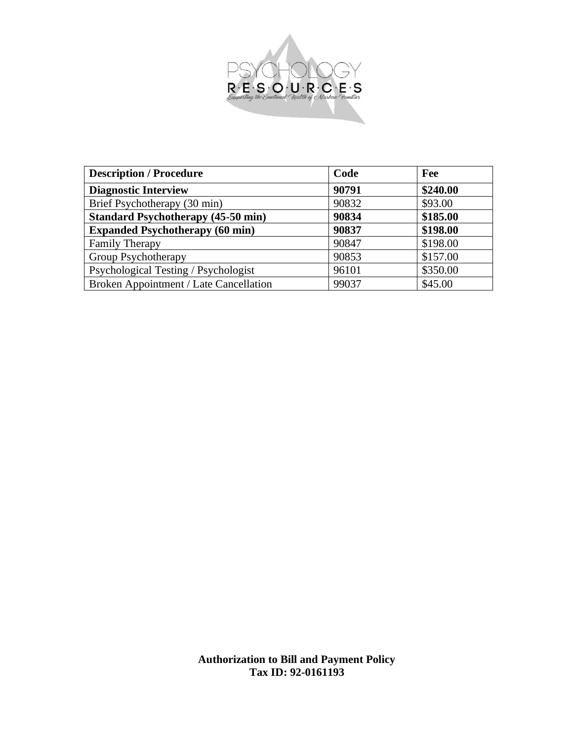| **Description / Procedure** | **Code** | **Fee** |
| --- | --- | --- |
| **Diagnostic Interview** | **90791** | **$240.00** |
| Brief Psychotherapy (30 min) | 90832 | $93.00 |
| **Standard Psychotherapy (45-50 min)** | **90834** | **$185.00** |
| **Expanded Psychotherapy (60 min)** | **90837** | **$198.00** |
| Family Therapy | 90847 | $198.00 |
| Group Psychotherapy | 90853 | $157.00 |
| Psychological Testing / Psychologist | 96101 | $350.00 |
| Broken Appointment / Late Cancellation | 99037 | $45.00 |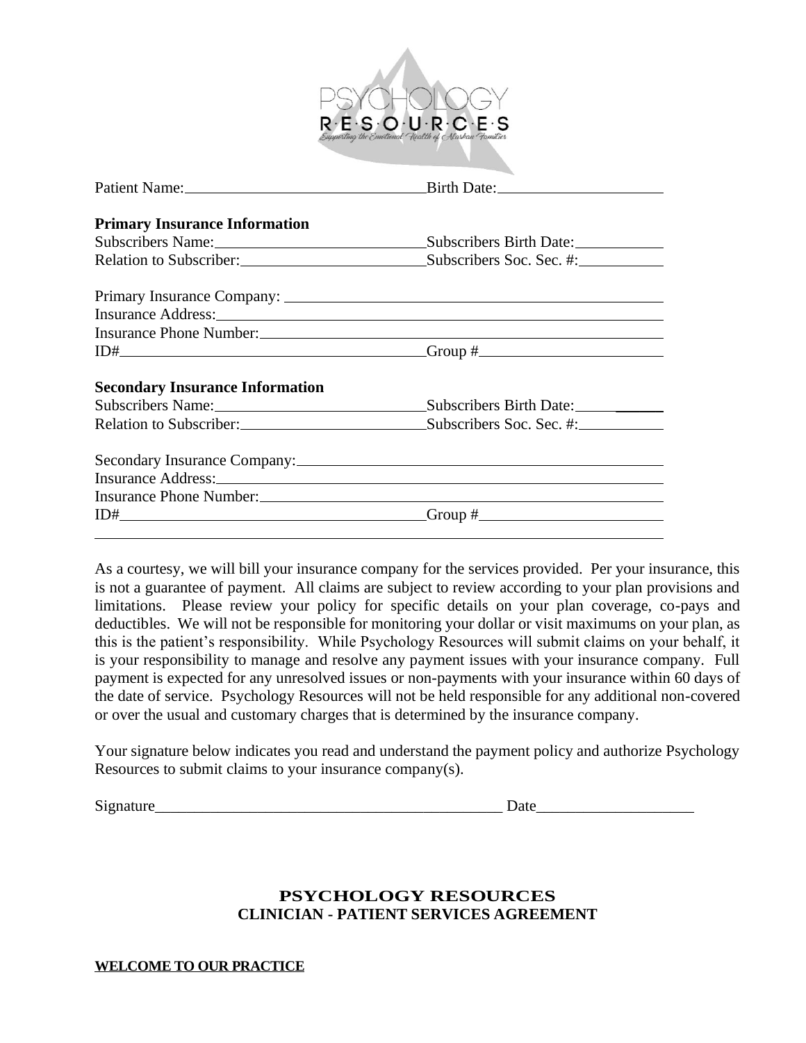PSYCHOLOGY RESOURCES
Supporting the Emotional Health of Alaskan Families

Patient Name:______________________________ Birth Date:____________________

**Primary Insurance Information**

Subscribers Name:__________________________ Subscribers Birth Date:__________

Relation to Subscriber:______________________ Subscribers Soc. Sec. #:__________

Primary Insurance Company: ___________________________________________

Insurance Address:__________________________________________________

Insurance Phone Number:_____________________________________________

ID#_______________________________________ Group #______________________

**Secondary Insurance Information**

Subscribers Name:__________________________ Subscribers Birth Date:__________

Relation to Subscriber:______________________ Subscribers Soc. Sec. #:__________

Secondary Insurance Company:__________________________________________

Insurance Address:__________________________________________________

Insurance Phone Number:_____________________________________________

ID#_______________________________________ Group #______________________

As a courtesy, we will bill your insurance company for the services provided. Per your insurance, this is not a guarantee of payment. All claims are subject to review according to your plan provisions and limitations. Please review your policy for specific details on your plan coverage, co-pays and deductibles. We will not be responsible for monitoring your dollar or visit maximums on your plan, as this is the patient's responsibility. While Psychology Resources will submit claims on your behalf, it is your responsibility to manage and resolve any payment issues with your insurance company. Full payment is expected for any unresolved issues or non-payments with your insurance within 60 days of the date of service. Psychology Resources will not be held responsible for any additional non-covered or over the usual and customary charges that is determined by the insurance company.

Your signature below indicates you read and understand the payment policy and authorize Psychology Resources to submit claims to your insurance company(s).

Signature_____________________________________________ Date___________________

## PSYCHOLOGY RESOURCES
## CLINICIAN - PATIENT SERVICES AGREEMENT

**WELCOME TO OUR PRACTICE**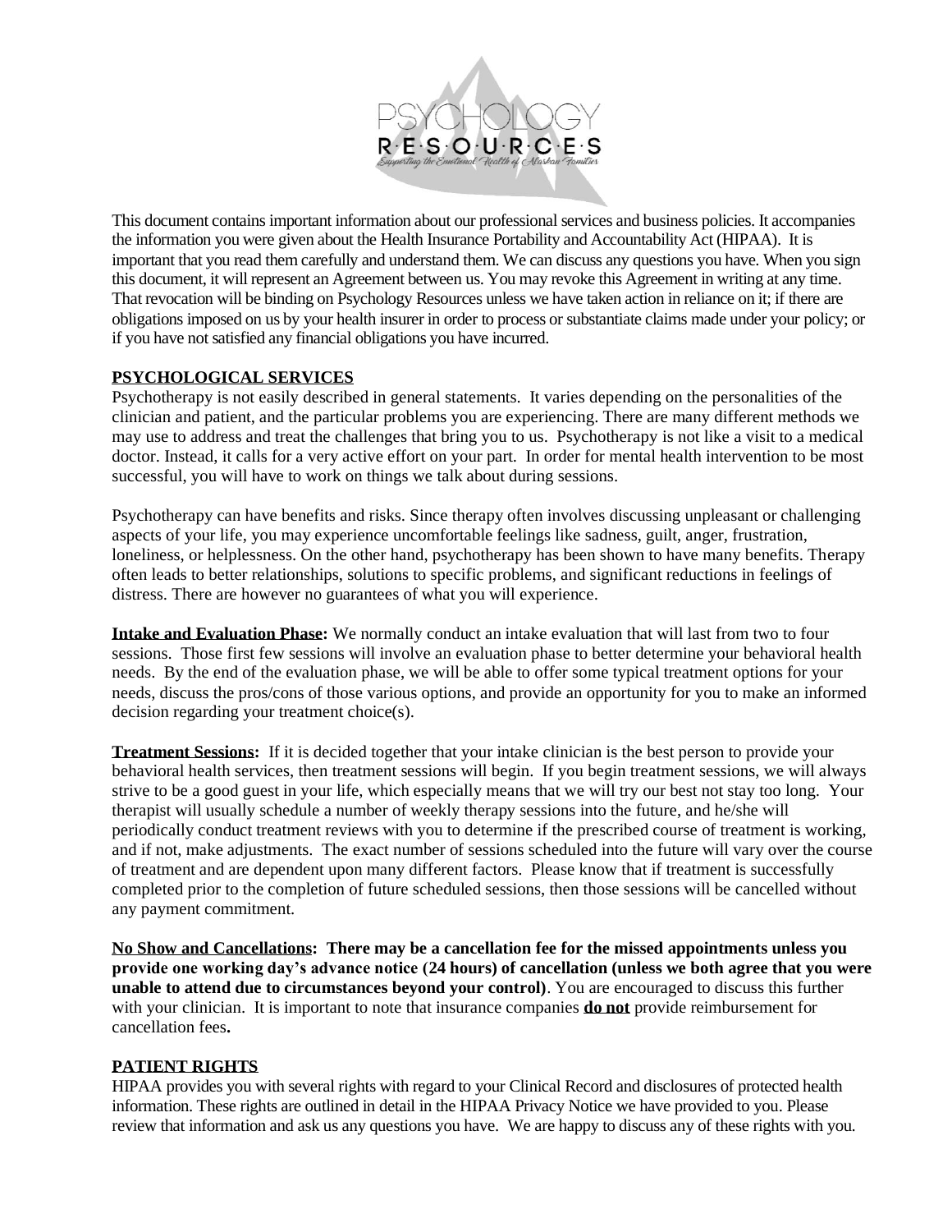This document contains important information about our professional services and business policies. It accompanies the information you were given about the Health Insurance Portability and Accountability Act (HIPAA). It is important that you read them carefully and understand them. We can discuss any questions you have. When you sign this document, it will represent an Agreement between us. You may revoke this Agreement in writing at any time. That revocation will be binding on Psychology Resources unless we have taken action in reliance on it; if there are obligations imposed on us by your health insurer in order to process or substantiate claims made under your policy; or if you have not satisfied any financial obligations you have incurred.

## PSYCHOLOGICAL SERVICES

Psychotherapy is not easily described in general statements. It varies depending on the personalities of the clinician and patient, and the particular problems you are experiencing. There are many different methods we may use to address and treat the challenges that bring you to us. Psychotherapy is not like a visit to a medical doctor. Instead, it calls for a very active effort on your part. In order for mental health intervention to be most successful, you will have to work on things we talk about during sessions.

Psychotherapy can have benefits and risks. Since therapy often involves discussing unpleasant or challenging aspects of your life, you may experience uncomfortable feelings like sadness, guilt, anger, frustration, loneliness, or helplessness. On the other hand, psychotherapy has been shown to have many benefits. Therapy often leads to better relationships, solutions to specific problems, and significant reductions in feelings of distress. There are however no guarantees of what you will experience.

**Intake and Evaluation Phase:** We normally conduct an intake evaluation that will last from two to four sessions. Those first few sessions will involve an evaluation phase to better determine your behavioral health needs. By the end of the evaluation phase, we will be able to offer some typical treatment options for your needs, discuss the pros/cons of those various options, and provide an opportunity for you to make an informed decision regarding your treatment choice(s).

**Treatment Sessions:** If it is decided together that your intake clinician is the best person to provide your behavioral health services, then treatment sessions will begin. If you begin treatment sessions, we will always strive to be a good guest in your life, which especially means that we will try our best not stay too long. Your therapist will usually schedule a number of weekly therapy sessions into the future, and he/she will periodically conduct treatment reviews with you to determine if the prescribed course of treatment is working, and if not, make adjustments. The exact number of sessions scheduled into the future will vary over the course of treatment and are dependent upon many different factors. Please know that if treatment is successfully completed prior to the completion of future scheduled sessions, then those sessions will be cancelled without any payment commitment.

**No Show and Cancellations: There may be a cancellation fee for the missed appointments unless you provide one working day's advance notice (24 hours) of cancellation (unless we both agree that you were unable to attend due to circumstances beyond your control)**. You are encouraged to discuss this further with your clinician. It is important to note that insurance companies **do not** provide reimbursement for cancellation fees**.**

## PATIENT RIGHTS

HIPAA provides you with several rights with regard to your Clinical Record and disclosures of protected health information. These rights are outlined in detail in the HIPAA Privacy Notice we have provided to you. Please review that information and ask us any questions you have. We are happy to discuss any of these rights with you.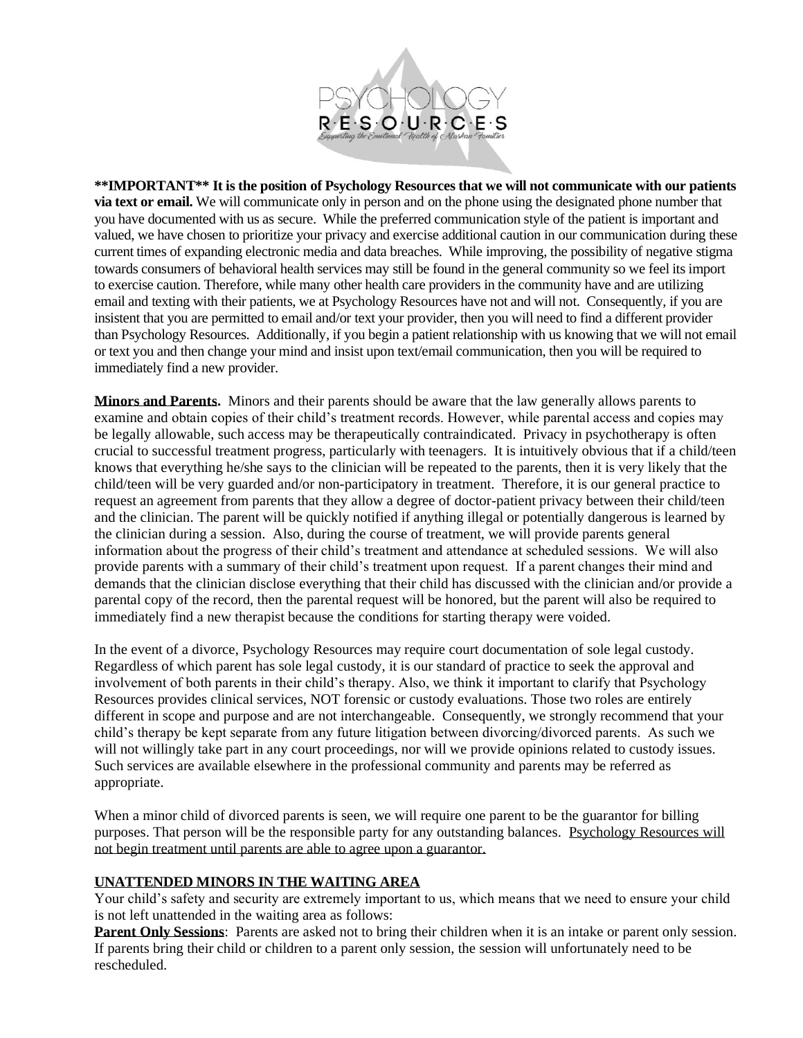**\*\*IMPORTANT\*\* It is the position of Psychology Resources that we will not communicate with our patients via text or email.** We will communicate only in person and on the phone using the designated phone number that you have documented with us as secure. While the preferred communication style of the patient is important and valued, we have chosen to prioritize your privacy and exercise additional caution in our communication during these current times of expanding electronic media and data breaches. While improving, the possibility of negative stigma towards consumers of behavioral health services may still be found in the general community so we feel its import to exercise caution. Therefore, while many other health care providers in the community have and are utilizing email and texting with their patients, we at Psychology Resources have not and will not. Consequently, if you are insistent that you are permitted to email and/or text your provider, then you will need to find a different provider than Psychology Resources. Additionally, if you begin a patient relationship with us knowing that we will not email or text you and then change your mind and insist upon text/email communication, then you will be required to immediately find a new provider.

**Minors and Parents.** Minors and their parents should be aware that the law generally allows parents to examine and obtain copies of their child's treatment records. However, while parental access and copies may be legally allowable, such access may be therapeutically contraindicated. Privacy in psychotherapy is often crucial to successful treatment progress, particularly with teenagers. It is intuitively obvious that if a child/teen knows that everything he/she says to the clinician will be repeated to the parents, then it is very likely that the child/teen will be very guarded and/or non-participatory in treatment. Therefore, it is our general practice to request an agreement from parents that they allow a degree of doctor-patient privacy between their child/teen and the clinician. The parent will be quickly notified if anything illegal or potentially dangerous is learned by the clinician during a session. Also, during the course of treatment, we will provide parents general information about the progress of their child's treatment and attendance at scheduled sessions. We will also provide parents with a summary of their child's treatment upon request. If a parent changes their mind and demands that the clinician disclose everything that their child has discussed with the clinician and/or provide a parental copy of the record, then the parental request will be honored, but the parent will also be required to immediately find a new therapist because the conditions for starting therapy were voided.

In the event of a divorce, Psychology Resources may require court documentation of sole legal custody. Regardless of which parent has sole legal custody, it is our standard of practice to seek the approval and involvement of both parents in their child's therapy. Also, we think it important to clarify that Psychology Resources provides clinical services, NOT forensic or custody evaluations. Those two roles are entirely different in scope and purpose and are not interchangeable. Consequently, we strongly recommend that your child's therapy be kept separate from any future litigation between divorcing/divorced parents. As such we will not willingly take part in any court proceedings, nor will we provide opinions related to custody issues. Such services are available elsewhere in the professional community and parents may be referred as appropriate.

When a minor child of divorced parents is seen, we will require one parent to be the guarantor for billing purposes. That person will be the responsible party for any outstanding balances. Psychology Resources will not begin treatment until parents are able to agree upon a guarantor.

**UNATTENDED MINORS IN THE WAITING AREA**

Your child's safety and security are extremely important to us, which means that we need to ensure your child is not left unattended in the waiting area as follows:

**Parent Only Sessions**: Parents are asked not to bring their children when it is an intake or parent only session. If parents bring their child or children to a parent only session, the session will unfortunately need to be rescheduled.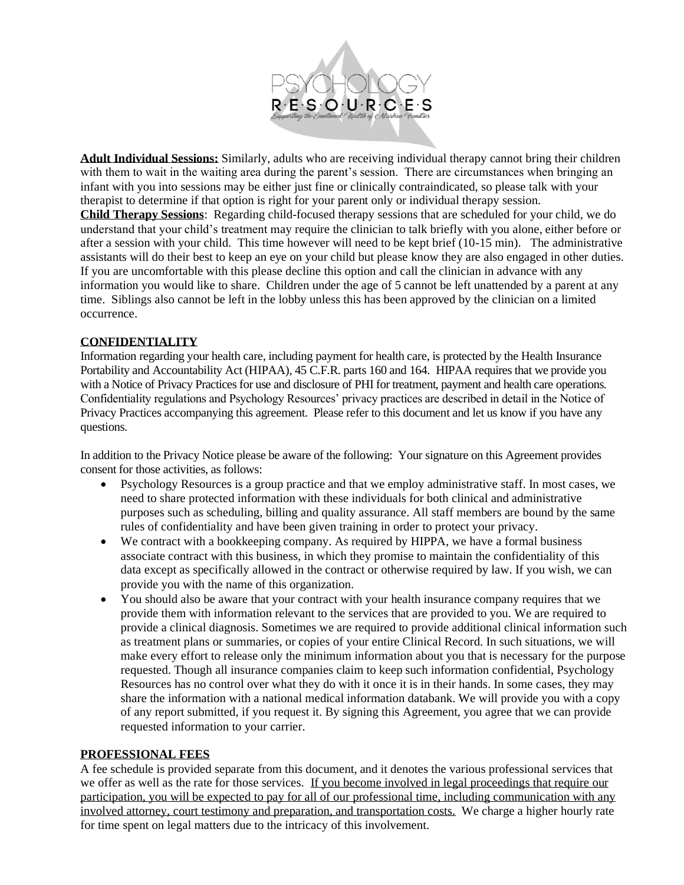**Adult Individual Sessions:** Similarly, adults who are receiving individual therapy cannot bring their children with them to wait in the waiting area during the parent's session. There are circumstances when bringing an infant with you into sessions may be either just fine or clinically contraindicated, so please talk with your therapist to determine if that option is right for your parent only or individual therapy session.

**Child Therapy Sessions**: Regarding child-focused therapy sessions that are scheduled for your child, we do understand that your child's treatment may require the clinician to talk briefly with you alone, either before or after a session with your child. This time however will need to be kept brief (10-15 min). The administrative assistants will do their best to keep an eye on your child but please know they are also engaged in other duties. If you are uncomfortable with this please decline this option and call the clinician in advance with any information you would like to share. Children under the age of 5 cannot be left unattended by a parent at any time. Siblings also cannot be left in the lobby unless this has been approved by the clinician on a limited occurrence.

## CONFIDENTIALITY

Information regarding your health care, including payment for health care, is protected by the Health Insurance Portability and Accountability Act (HIPAA), 45 C.F.R. parts 160 and 164. HIPAA requires that we provide you with a Notice of Privacy Practices for use and disclosure of PHI for treatment, payment and health care operations. Confidentiality regulations and Psychology Resources' privacy practices are described in detail in the Notice of Privacy Practices accompanying this agreement. Please refer to this document and let us know if you have any questions.

In addition to the Privacy Notice please be aware of the following: Your signature on this Agreement provides consent for those activities, as follows:

- Psychology Resources is a group practice and that we employ administrative staff. In most cases, we need to share protected information with these individuals for both clinical and administrative purposes such as scheduling, billing and quality assurance. All staff members are bound by the same rules of confidentiality and have been given training in order to protect your privacy.
- We contract with a bookkeeping company. As required by HIPPA, we have a formal business associate contract with this business, in which they promise to maintain the confidentiality of this data except as specifically allowed in the contract or otherwise required by law. If you wish, we can provide you with the name of this organization.
- You should also be aware that your contract with your health insurance company requires that we provide them with information relevant to the services that are provided to you. We are required to provide a clinical diagnosis. Sometimes we are required to provide additional clinical information such as treatment plans or summaries, or copies of your entire Clinical Record. In such situations, we will make every effort to release only the minimum information about you that is necessary for the purpose requested. Though all insurance companies claim to keep such information confidential, Psychology Resources has no control over what they do with it once it is in their hands. In some cases, they may share the information with a national medical information databank. We will provide you with a copy of any report submitted, if you request it. By signing this Agreement, you agree that we can provide requested information to your carrier.

## PROFESSIONAL FEES

A fee schedule is provided separate from this document, and it denotes the various professional services that we offer as well as the rate for those services. <u>If you become involved in legal proceedings that require our participation, you will be expected to pay for all of our professional time, including communication with any involved attorney, court testimony and preparation, and transportation costs.</u> We charge a higher hourly rate for time spent on legal matters due to the intricacy of this involvement.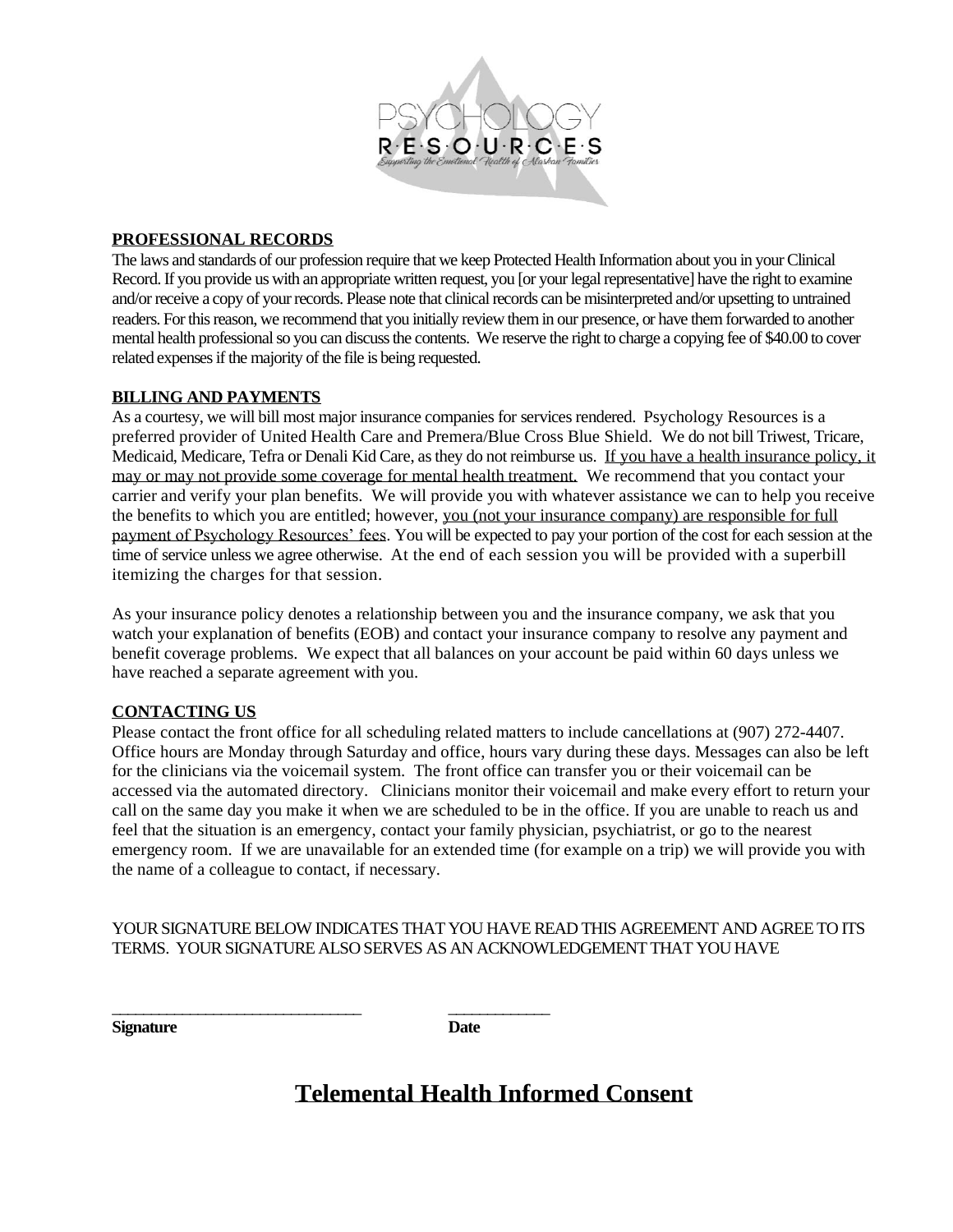**PROFESSIONAL RECORDS**

The laws and standards of our profession require that we keep Protected Health Information about you in your Clinical Record. If you provide us with an appropriate written request, you [or your legal representative] have the right to examine and/or receive a copy of your records. Please note that clinical records can be misinterpreted and/or upsetting to untrained readers. For this reason, we recommend that you initially review them in our presence, or have them forwarded to another mental health professional so you can discuss the contents. We reserve the right to charge a copying fee of $40.00 to cover related expenses if the majority of the file is being requested.

**BILLING AND PAYMENTS**

As a courtesy, we will bill most major insurance companies for services rendered. Psychology Resources is a preferred provider of United Health Care and Premera/Blue Cross Blue Shield. We do not bill Triwest, Tricare, Medicaid, Medicare, Tefra or Denali Kid Care, as they do not reimburse us. If you have a health insurance policy, it may or may not provide some coverage for mental health treatment. We recommend that you contact your carrier and verify your plan benefits. We will provide you with whatever assistance we can to help you receive the benefits to which you are entitled; however, you (not your insurance company) are responsible for full payment of Psychology Resources' fees. You will be expected to pay your portion of the cost for each session at the time of service unless we agree otherwise. At the end of each session you will be provided with a superbill itemizing the charges for that session.

As your insurance policy denotes a relationship between you and the insurance company, we ask that you watch your explanation of benefits (EOB) and contact your insurance company to resolve any payment and benefit coverage problems. We expect that all balances on your account be paid within 60 days unless we have reached a separate agreement with you.

**CONTACTING US**

Please contact the front office for all scheduling related matters to include cancellations at (907) 272-4407. Office hours are Monday through Saturday and office, hours vary during these days. Messages can also be left for the clinicians via the voicemail system. The front office can transfer you or their voicemail can be accessed via the automated directory. Clinicians monitor their voicemail and make every effort to return your call on the same day you make it when we are scheduled to be in the office. If you are unable to reach us and feel that the situation is an emergency, contact your family physician, psychiatrist, or go to the nearest emergency room. If we are unavailable for an extended time (for example on a trip) we will provide you with the name of a colleague to contact, if necessary.

YOUR SIGNATURE BELOW INDICATES THAT YOU HAVE READ THIS AGREEMENT AND AGREE TO ITS TERMS. YOUR SIGNATURE ALSO SERVES AS AN ACKNOWLEDGEMENT THAT YOU HAVE

\_\_\_\_\_\_\_\_\_\_\_\_\_\_\_\_\_\_\_\_\_\_\_\_\_\_\_\_\_\_ \_\_\_\_\_\_\_\_\_\_\_\_

**Signature** **Date**

# Telemental Health Informed Consent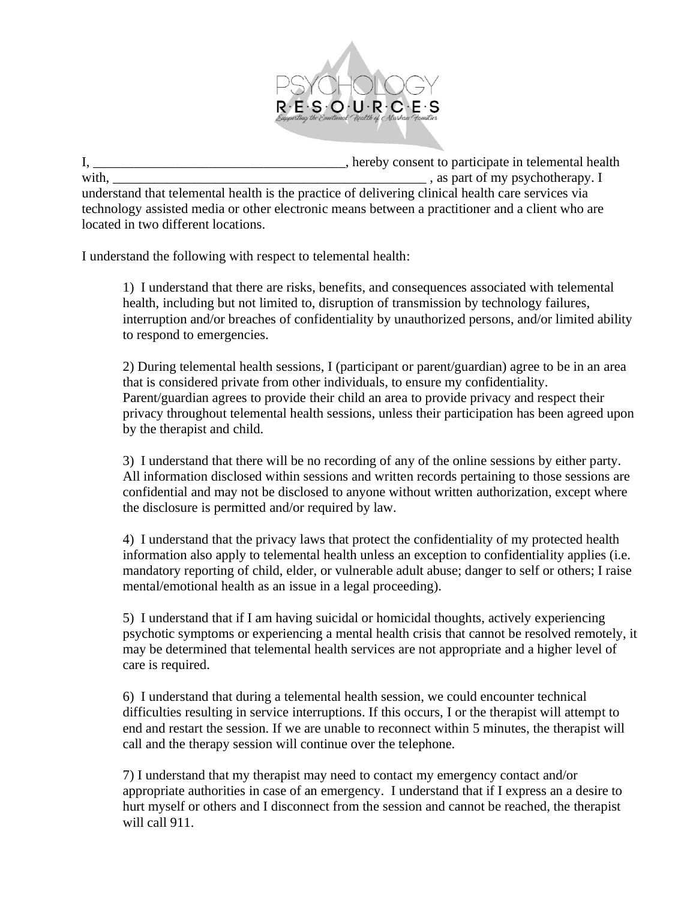I, ____________________________________, hereby consent to participate in telemental health with, _______________________________________________ , as part of my psychotherapy. I understand that telemental health is the practice of delivering clinical health care services via technology assisted media or other electronic means between a practitioner and a client who are located in two different locations.

I understand the following with respect to telemental health:

1) I understand that there are risks, benefits, and consequences associated with telemental health, including but not limited to, disruption of transmission by technology failures, interruption and/or breaches of confidentiality by unauthorized persons, and/or limited ability to respond to emergencies.

2) During telemental health sessions, I (participant or parent/guardian) agree to be in an area that is considered private from other individuals, to ensure my confidentiality. Parent/guardian agrees to provide their child an area to provide privacy and respect their privacy throughout telemental health sessions, unless their participation has been agreed upon by the therapist and child.

3) I understand that there will be no recording of any of the online sessions by either party. All information disclosed within sessions and written records pertaining to those sessions are confidential and may not be disclosed to anyone without written authorization, except where the disclosure is permitted and/or required by law.

4) I understand that the privacy laws that protect the confidentiality of my protected health information also apply to telemental health unless an exception to confidentiality applies (i.e. mandatory reporting of child, elder, or vulnerable adult abuse; danger to self or others; I raise mental/emotional health as an issue in a legal proceeding).

5) I understand that if I am having suicidal or homicidal thoughts, actively experiencing psychotic symptoms or experiencing a mental health crisis that cannot be resolved remotely, it may be determined that telemental health services are not appropriate and a higher level of care is required.

6) I understand that during a telemental health session, we could encounter technical difficulties resulting in service interruptions. If this occurs, I or the therapist will attempt to end and restart the session. If we are unable to reconnect within 5 minutes, the therapist will call and the therapy session will continue over the telephone.

7) I understand that my therapist may need to contact my emergency contact and/or appropriate authorities in case of an emergency. I understand that if I express an a desire to hurt myself or others and I disconnect from the session and cannot be reached, the therapist will call 911.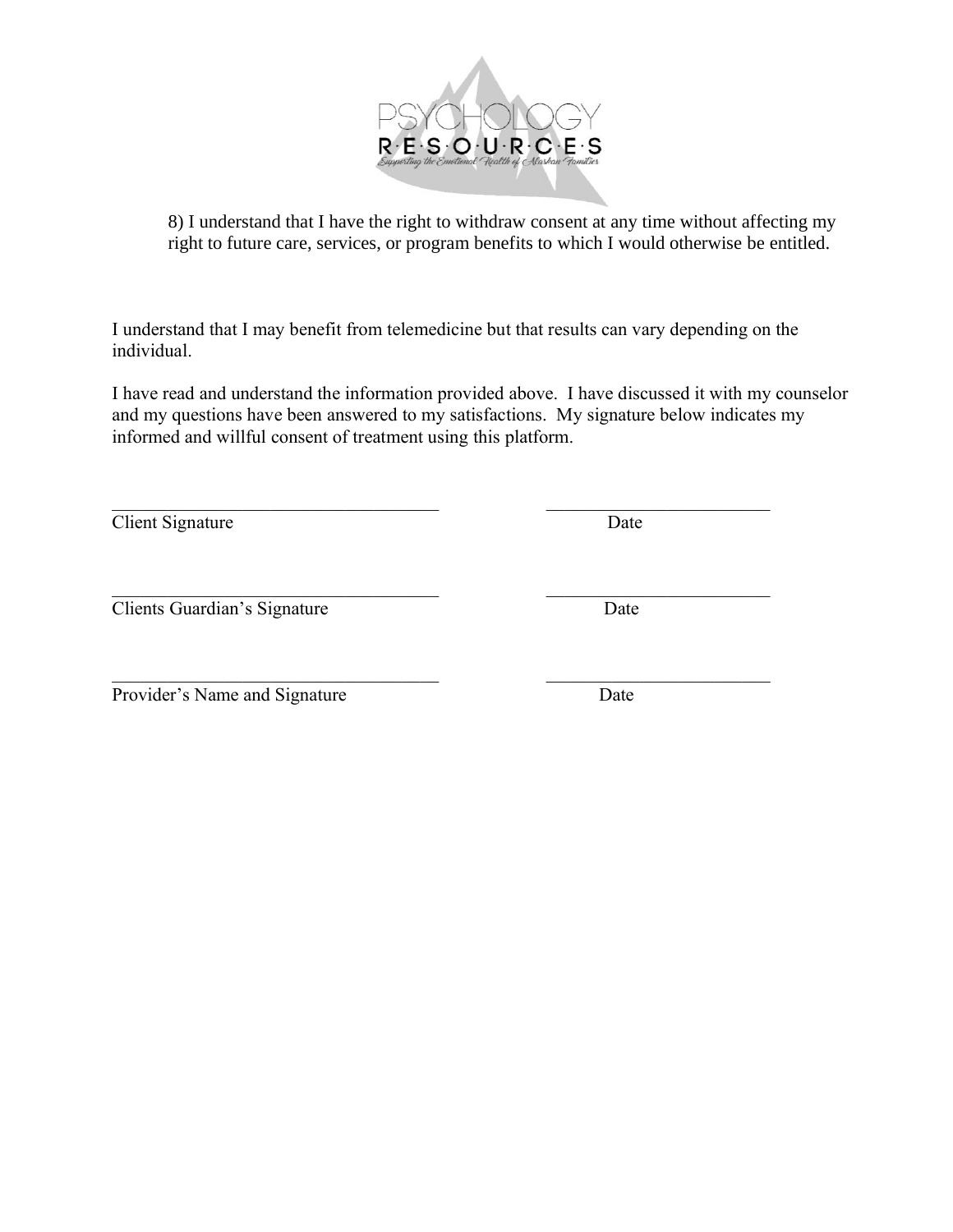8) I understand that I have the right to withdraw consent at any time without affecting my right to future care, services, or program benefits to which I would otherwise be entitled.

I understand that I may benefit from telemedicine but that results can vary depending on the individual.

I have read and understand the information provided above. I have discussed it with my counselor and my questions have been answered to my satisfactions. My signature below indicates my informed and willful consent of treatment using this platform.

\_\_\_\_\_\_\_\_\_\_\_\_\_\_\_\_\_\_\_\_\_\_\_\_\_\_\_\_\_\_\_\_\_\_\_\_ \_\_\_\_\_\_\_\_\_\_\_\_\_\_\_\_\_\_\_\_\_\_\_\_\_

Client Signature Date

\_\_\_\_\_\_\_\_\_\_\_\_\_\_\_\_\_\_\_\_\_\_\_\_\_\_\_\_\_\_\_\_\_\_\_\_ \_\_\_\_\_\_\_\_\_\_\_\_\_\_\_\_\_\_\_\_\_\_\_\_\_

Clients Guardian's Signature Date

\_\_\_\_\_\_\_\_\_\_\_\_\_\_\_\_\_\_\_\_\_\_\_\_\_\_\_\_\_\_\_\_\_\_\_\_ \_\_\_\_\_\_\_\_\_\_\_\_\_\_\_\_\_\_\_\_\_\_\_\_\_

Provider's Name and Signature Date